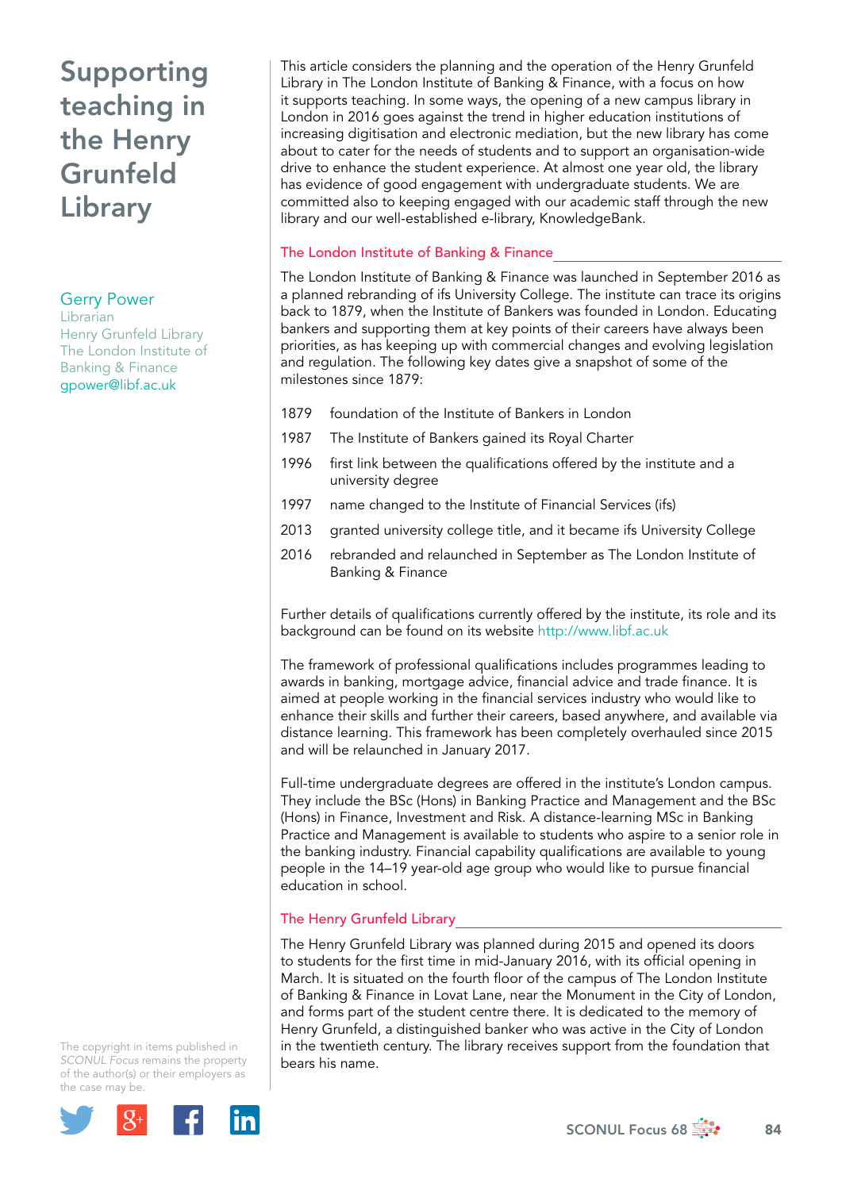# Supporting teaching in the Henry Grunfeld Library

**Gerry Power**
Librarian
Henry Grunfeld Library
The London Institute of Banking & Finance
gpower@libf.ac.uk

This article considers the planning and the operation of the Henry Grunfeld Library in The London Institute of Banking & Finance, with a focus on how it supports teaching. In some ways, the opening of a new campus library in London in 2016 goes against the trend in higher education institutions of increasing digitisation and electronic mediation, but the new library has come about to cater for the needs of students and to support an organisation-wide drive to enhance the student experience. At almost one year old, the library has evidence of good engagement with undergraduate students. We are committed also to keeping engaged with our academic staff through the new library and our well-established e-library, KnowledgeBank.

## The London Institute of Banking & Finance

The London Institute of Banking & Finance was launched in September 2016 as a planned rebranding of ifs University College. The institute can trace its origins back to 1879, when the Institute of Bankers was founded in London. Educating bankers and supporting them at key points of their careers have always been priorities, as has keeping up with commercial changes and evolving legislation and regulation. The following key dates give a snapshot of some of the milestones since 1879:

- 1879 foundation of the Institute of Bankers in London
- 1987 The Institute of Bankers gained its Royal Charter
- 1996 first link between the qualifications offered by the institute and a university degree
- 1997 name changed to the Institute of Financial Services (ifs)
- 2013 granted university college title, and it became ifs University College
- 2016 rebranded and relaunched in September as The London Institute of Banking & Finance

Further details of qualifications currently offered by the institute, its role and its background can be found on its website http://www.libf.ac.uk

The framework of professional qualifications includes programmes leading to awards in banking, mortgage advice, financial advice and trade finance. It is aimed at people working in the financial services industry who would like to enhance their skills and further their careers, based anywhere, and available via distance learning. This framework has been completely overhauled since 2015 and will be relaunched in January 2017.

Full-time undergraduate degrees are offered in the institute's London campus. They include the BSc (Hons) in Banking Practice and Management and the BSc (Hons) in Finance, Investment and Risk. A distance-learning MSc in Banking Practice and Management is available to students who aspire to a senior role in the banking industry. Financial capability qualifications are available to young people in the 14–19 year-old age group who would like to pursue financial education in school.

## The Henry Grunfeld Library

The Henry Grunfeld Library was planned during 2015 and opened its doors to students for the first time in mid-January 2016, with its official opening in March. It is situated on the fourth floor of the campus of The London Institute of Banking & Finance in Lovat Lane, near the Monument in the City of London, and forms part of the student centre there. It is dedicated to the memory of Henry Grunfeld, a distinguished banker who was active in the City of London in the twentieth century. The library receives support from the foundation that bears his name.

The copyright in items published in *SCONUL Focus* remains the property of the author(s) or their employers as the case may be.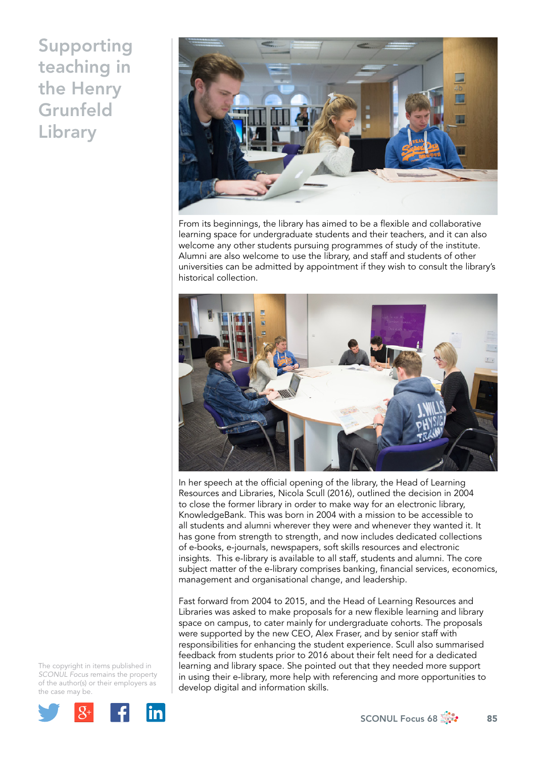# Supporting teaching in the Henry Grunfeld Library

From its beginnings, the library has aimed to be a flexible and collaborative learning space for undergraduate students and their teachers, and it can also welcome any other students pursuing programmes of study of the institute. Alumni are also welcome to use the library, and staff and students of other universities can be admitted by appointment if they wish to consult the library's historical collection.

In her speech at the official opening of the library, the Head of Learning Resources and Libraries, Nicola Scull (2016), outlined the decision in 2004 to close the former library in order to make way for an electronic library, KnowledgeBank. This was born in 2004 with a mission to be accessible to all students and alumni wherever they were and whenever they wanted it. It has gone from strength to strength, and now includes dedicated collections of e-books, e-journals, newspapers, soft skills resources and electronic insights. This e-library is available to all staff, students and alumni. The core subject matter of the e-library comprises banking, financial services, economics, management and organisational change, and leadership.

Fast forward from 2004 to 2015, and the Head of Learning Resources and Libraries was asked to make proposals for a new flexible learning and library space on campus, to cater mainly for undergraduate cohorts. The proposals were supported by the new CEO, Alex Fraser, and by senior staff with responsibilities for enhancing the student experience. Scull also summarised feedback from students prior to 2016 about their felt need for a dedicated learning and library space. She pointed out that they needed more support in using their e-library, more help with referencing and more opportunities to develop digital and information skills.

The copyright in items published in *SCONUL Focus* remains the property of the author(s) or their employers as the case may be.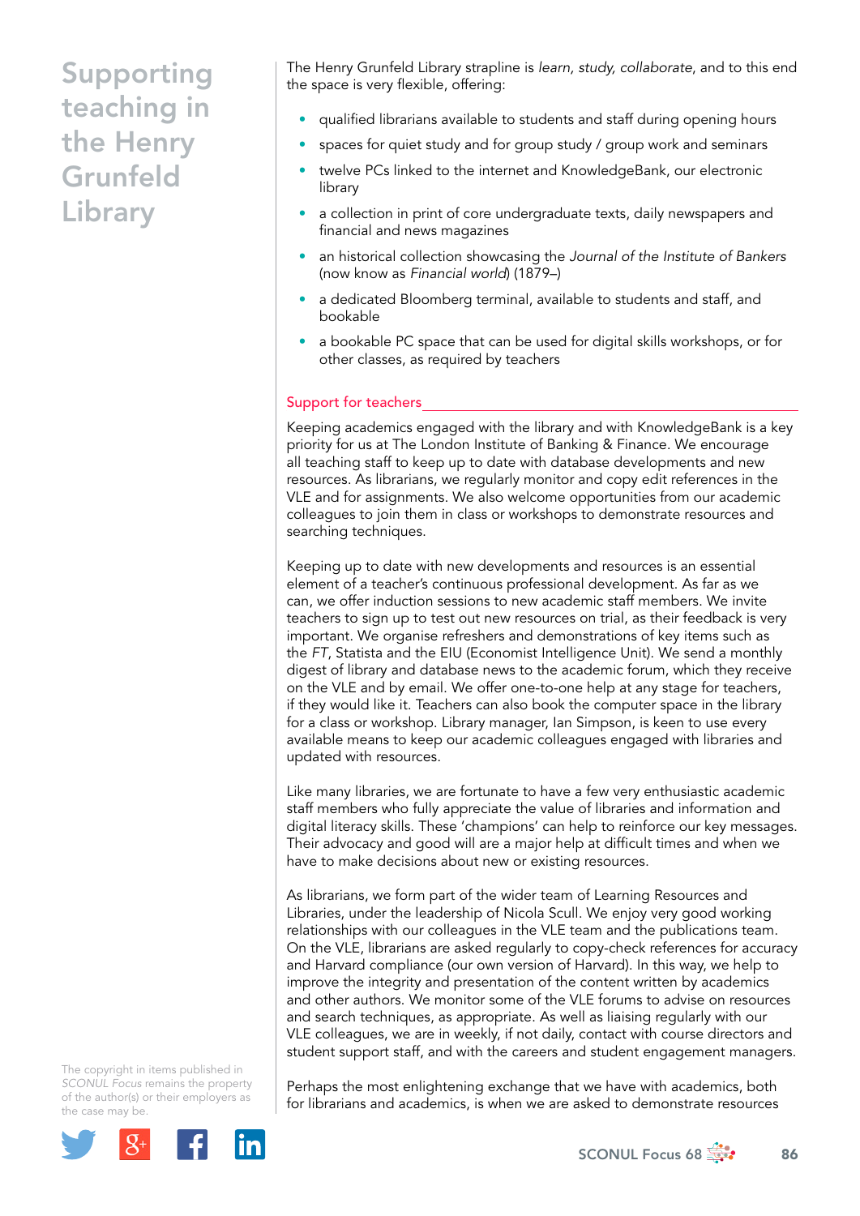# Supporting teaching in the Henry Grunfeld Library

The Henry Grunfeld Library strapline is *learn, study, collaborate*, and to this end the space is very flexible, offering:

- qualified librarians available to students and staff during opening hours
- spaces for quiet study and for group study / group work and seminars
- twelve PCs linked to the internet and KnowledgeBank, our electronic library
- a collection in print of core undergraduate texts, daily newspapers and financial and news magazines
- an historical collection showcasing the *Journal of the Institute of Bankers* (now know as *Financial world*) (1879–)
- a dedicated Bloomberg terminal, available to students and staff, and bookable
- a bookable PC space that can be used for digital skills workshops, or for other classes, as required by teachers

## Support for teachers

Keeping academics engaged with the library and with KnowledgeBank is a key priority for us at The London Institute of Banking & Finance. We encourage all teaching staff to keep up to date with database developments and new resources. As librarians, we regularly monitor and copy edit references in the VLE and for assignments. We also welcome opportunities from our academic colleagues to join them in class or workshops to demonstrate resources and searching techniques.

Keeping up to date with new developments and resources is an essential element of a teacher's continuous professional development. As far as we can, we offer induction sessions to new academic staff members. We invite teachers to sign up to test out new resources on trial, as their feedback is very important. We organise refreshers and demonstrations of key items such as the *FT*, Statista and the EIU (Economist Intelligence Unit). We send a monthly digest of library and database news to the academic forum, which they receive on the VLE and by email. We offer one-to-one help at any stage for teachers, if they would like it. Teachers can also book the computer space in the library for a class or workshop. Library manager, Ian Simpson, is keen to use every available means to keep our academic colleagues engaged with libraries and updated with resources.

Like many libraries, we are fortunate to have a few very enthusiastic academic staff members who fully appreciate the value of libraries and information and digital literacy skills. These 'champions' can help to reinforce our key messages. Their advocacy and good will are a major help at difficult times and when we have to make decisions about new or existing resources.

As librarians, we form part of the wider team of Learning Resources and Libraries, under the leadership of Nicola Scull. We enjoy very good working relationships with our colleagues in the VLE team and the publications team. On the VLE, librarians are asked regularly to copy-check references for accuracy and Harvard compliance (our own version of Harvard). In this way, we help to improve the integrity and presentation of the content written by academics and other authors. We monitor some of the VLE forums to advise on resources and search techniques, as appropriate. As well as liaising regularly with our VLE colleagues, we are in weekly, if not daily, contact with course directors and student support staff, and with the careers and student engagement managers.

Perhaps the most enlightening exchange that we have with academics, both for librarians and academics, is when we are asked to demonstrate resources

The copyright in items published in *SCONUL Focus* remains the property of the author(s) or their employers as the case may be.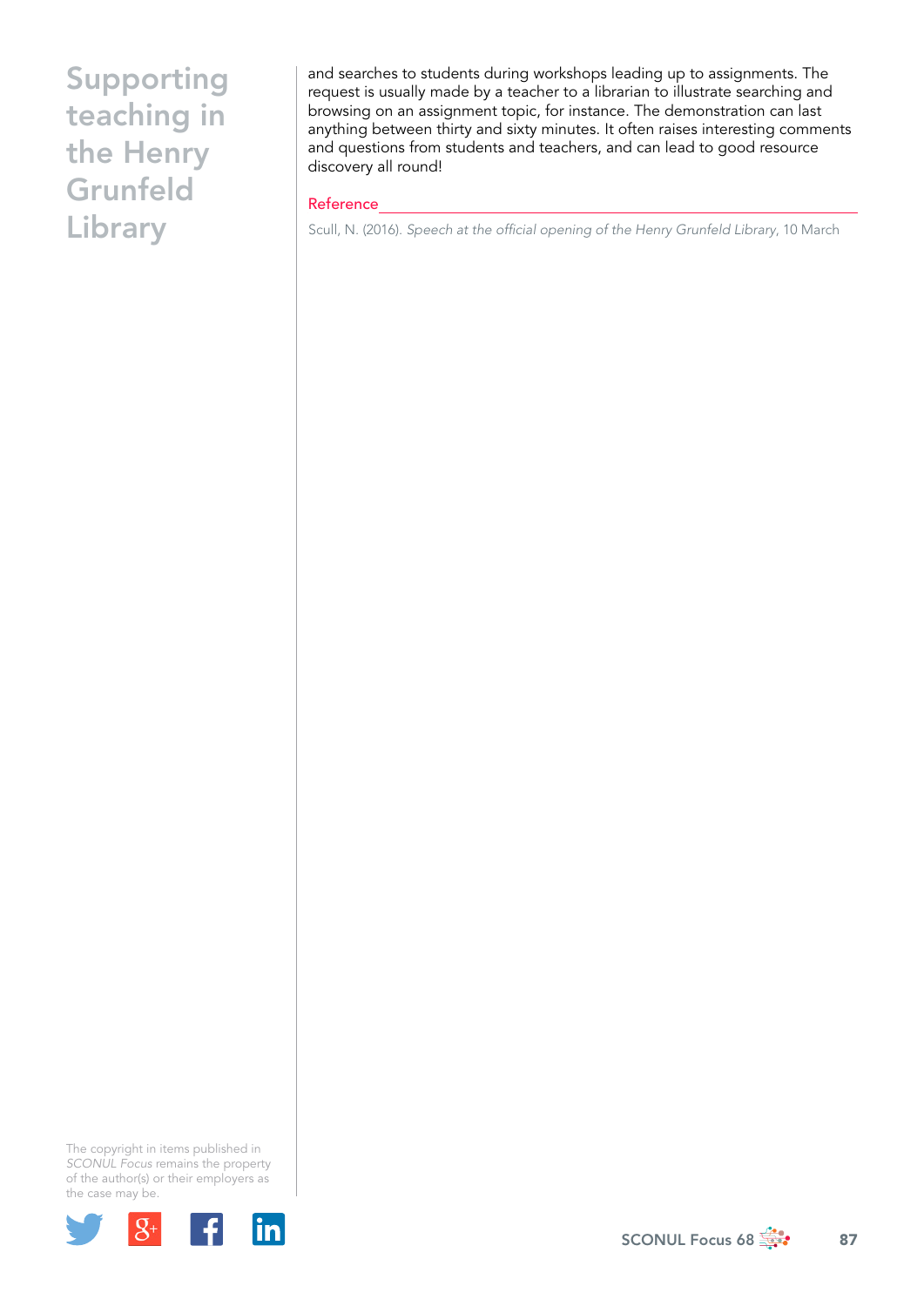and searches to students during workshops leading up to assignments. The request is usually made by a teacher to a librarian to illustrate searching and browsing on an assignment topic, for instance. The demonstration can last anything between thirty and sixty minutes. It often raises interesting comments and questions from students and teachers, and can lead to good resource discovery all round!

## Reference

Scull, N. (2016). *Speech at the official opening of the Henry Grunfeld Library*, 10 March

The copyright in items published in *SCONUL Focus* remains the property of the author(s) or their employers as the case may be.